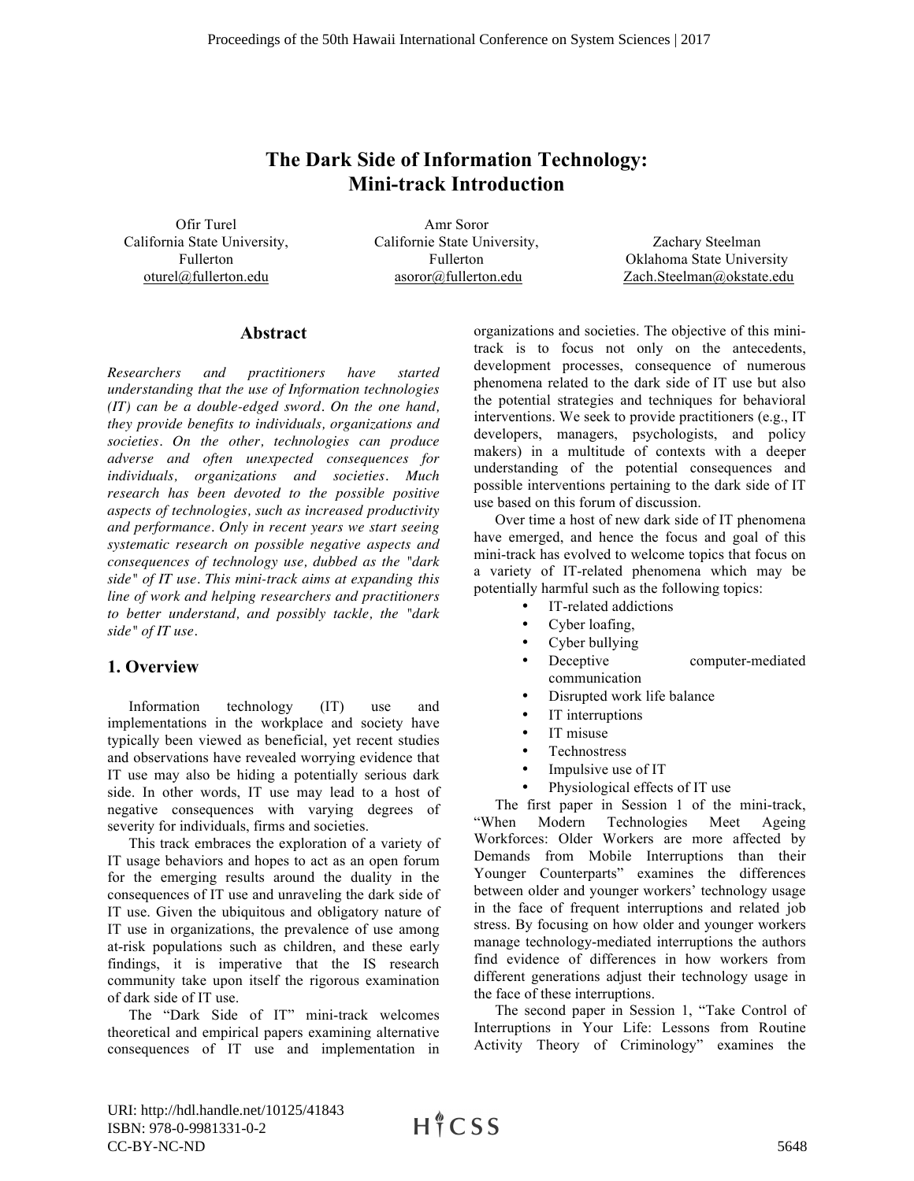# The Dark Side of Information Technology: Mini-track Introduction

Ofir Turel
California State University, Fullerton
oturel@fullerton.edu

Amr Soror
Californie State University, Fullerton
asoror@fullerton.edu

Zachary Steelman
Oklahoma State University
Zach.Steelman@okstate.edu

## Abstract

*Researchers and practitioners have started understanding that the use of Information technologies (IT) can be a double-edged sword. On the one hand, they provide benefits to individuals, organizations and societies. On the other, technologies can produce adverse and often unexpected consequences for individuals, organizations and societies. Much research has been devoted to the possible positive aspects of technologies, such as increased productivity and performance. Only in recent years we start seeing systematic research on possible negative aspects and consequences of technology use, dubbed as the "dark side" of IT use. This mini-track aims at expanding this line of work and helping researchers and practitioners to better understand, and possibly tackle, the "dark side" of IT use.*

## 1. Overview

Information technology (IT) use and implementations in the workplace and society have typically been viewed as beneficial, yet recent studies and observations have revealed worrying evidence that IT use may also be hiding a potentially serious dark side. In other words, IT use may lead to a host of negative consequences with varying degrees of severity for individuals, firms and societies.

This track embraces the exploration of a variety of IT usage behaviors and hopes to act as an open forum for the emerging results around the duality in the consequences of IT use and unraveling the dark side of IT use. Given the ubiquitous and obligatory nature of IT use in organizations, the prevalence of use among at-risk populations such as children, and these early findings, it is imperative that the IS research community take upon itself the rigorous examination of dark side of IT use.

The "Dark Side of IT" mini-track welcomes theoretical and empirical papers examining alternative consequences of IT use and implementation in organizations and societies. The objective of this mini-track is to focus not only on the antecedents, development processes, consequence of numerous phenomena related to the dark side of IT use but also the potential strategies and techniques for behavioral interventions. We seek to provide practitioners (e.g., IT developers, managers, psychologists, and policy makers) in a multitude of contexts with a deeper understanding of the potential consequences and possible interventions pertaining to the dark side of IT use based on this forum of discussion.

Over time a host of new dark side of IT phenomena have emerged, and hence the focus and goal of this mini-track has evolved to welcome topics that focus on a variety of IT-related phenomena which may be potentially harmful such as the following topics:

- IT-related addictions
- Cyber loafing,
- Cyber bullying
- Deceptive computer-mediated communication
- Disrupted work life balance
- IT interruptions
- IT misuse
- Technostress
- Impulsive use of IT
- Physiological effects of IT use

The first paper in Session 1 of the mini-track, "When Modern Technologies Meet Ageing Workforces: Older Workers are more affected by Demands from Mobile Interruptions than their Younger Counterparts" examines the differences between older and younger workers' technology usage in the face of frequent interruptions and related job stress. By focusing on how older and younger workers manage technology-mediated interruptions the authors find evidence of differences in how workers from different generations adjust their technology usage in the face of these interruptions.

The second paper in Session 1, "Take Control of Interruptions in Your Life: Lessons from Routine Activity Theory of Criminology" examines the

URI: http://hdl.handle.net/10125/41843
ISBN: 978-0-9981331-0-2
CC-BY-NC-ND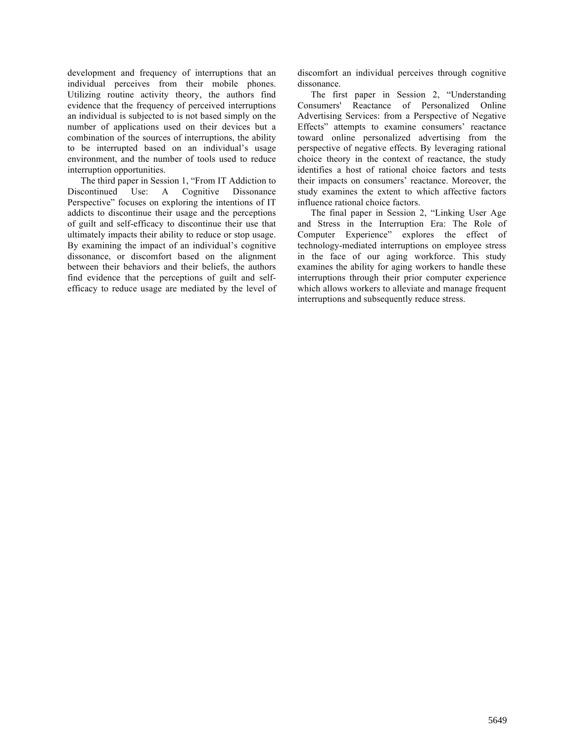development and frequency of interruptions that an individual perceives from their mobile phones. Utilizing routine activity theory, the authors find evidence that the frequency of perceived interruptions an individual is subjected to is not based simply on the number of applications used on their devices but a combination of the sources of interruptions, the ability to be interrupted based on an individual's usage environment, and the number of tools used to reduce interruption opportunities.

The third paper in Session 1, "From IT Addiction to Discontinued Use: A Cognitive Dissonance Perspective" focuses on exploring the intentions of IT addicts to discontinue their usage and the perceptions of guilt and self-efficacy to discontinue their use that ultimately impacts their ability to reduce or stop usage. By examining the impact of an individual's cognitive dissonance, or discomfort based on the alignment between their behaviors and their beliefs, the authors find evidence that the perceptions of guilt and self-efficacy to reduce usage are mediated by the level of discomfort an individual perceives through cognitive dissonance.

The first paper in Session 2, "Understanding Consumers' Reactance of Personalized Online Advertising Services: from a Perspective of Negative Effects" attempts to examine consumers' reactance toward online personalized advertising from the perspective of negative effects. By leveraging rational choice theory in the context of reactance, the study identifies a host of rational choice factors and tests their impacts on consumers' reactance. Moreover, the study examines the extent to which affective factors influence rational choice factors.

The final paper in Session 2, "Linking User Age and Stress in the Interruption Era: The Role of Computer Experience" explores the effect of technology-mediated interruptions on employee stress in the face of our aging workforce. This study examines the ability for aging workers to handle these interruptions through their prior computer experience which allows workers to alleviate and manage frequent interruptions and subsequently reduce stress.